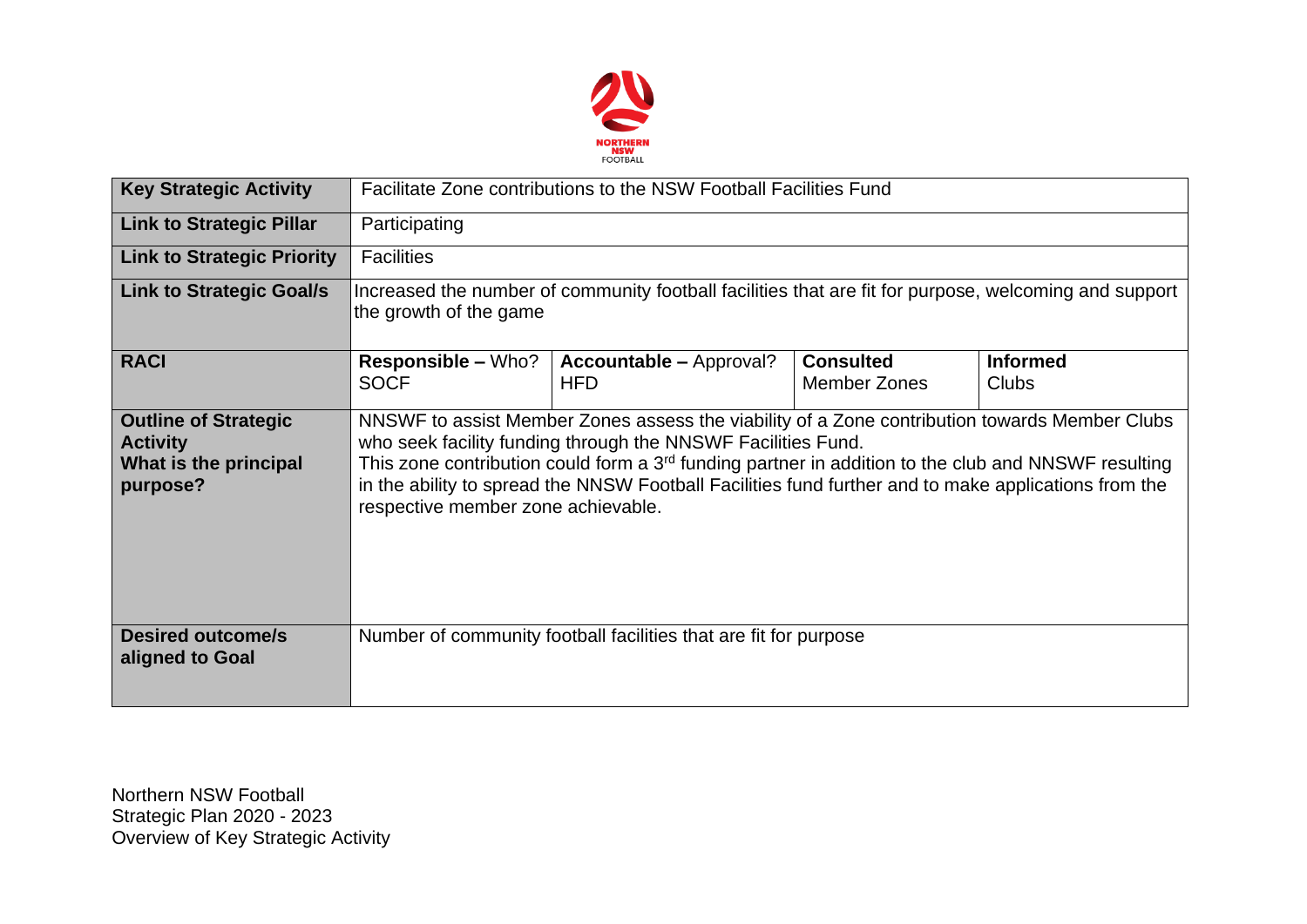NORTHERN NSW FOOTBALL

| Key Strategic Activity | Facilitate Zone contributions to the NSW Football Facilities Fund | | |
|---|---|---|---|
| **Link to Strategic Pillar** | Participating | | |
| **Link to Strategic Priority** | Facilities | | |
| **Link to Strategic Goal/s** | Increased the number of community football facilities that are fit for purpose, welcoming and support the growth of the game | | |
| **RACI** | **Responsible –** Who? SOCF | **Accountable –** Approval? HFD | **Consulted** Member Zones | **Informed** Clubs |
| **Outline of Strategic Activity What is the principal purpose?** | NNSWF to assist Member Zones assess the viability of a Zone contribution towards Member Clubs who seek facility funding through the NNSWF Facilities Fund. This zone contribution could form a 3rd funding partner in addition to the club and NNSWF resulting in the ability to spread the NNSW Football Facilities fund further and to make applications from the respective member zone achievable. | | |
| **Desired outcome/s aligned to Goal** | Number of community football facilities that are fit for purpose | | |

Northern NSW Football
Strategic Plan 2020 - 2023
Overview of Key Strategic Activity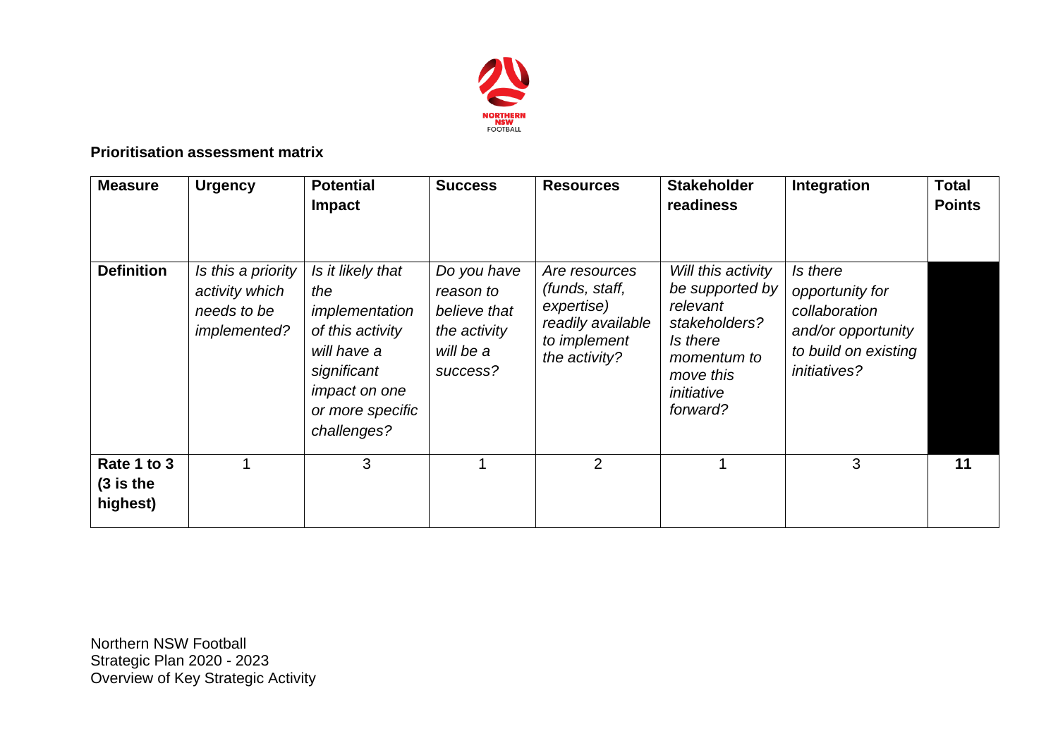**Prioritisation assessment matrix**

| Measure | Urgency | Potential Impact | Success | Resources | Stakeholder readiness | Integration | Total Points |
|---|---|---|---|---|---|---|---|
| **Definition** | *Is this a priority activity which needs to be implemented?* | *Is it likely that the implementation of this activity will have a significant impact on one or more specific challenges?* | *Do you have reason to believe that the activity will be a success?* | *Are resources (funds, staff, expertise) readily available to implement the activity?* | *Will this activity be supported by relevant stakeholders? Is there momentum to move this initiative forward?* | *Is there opportunity for collaboration and/or opportunity to build on existing initiatives?* | |
| **Rate 1 to 3 (3 is the highest)** | 1 | 3 | 1 | 2 | 1 | 3 | **11** |

Northern NSW Football
Strategic Plan 2020 - 2023
Overview of Key Strategic Activity